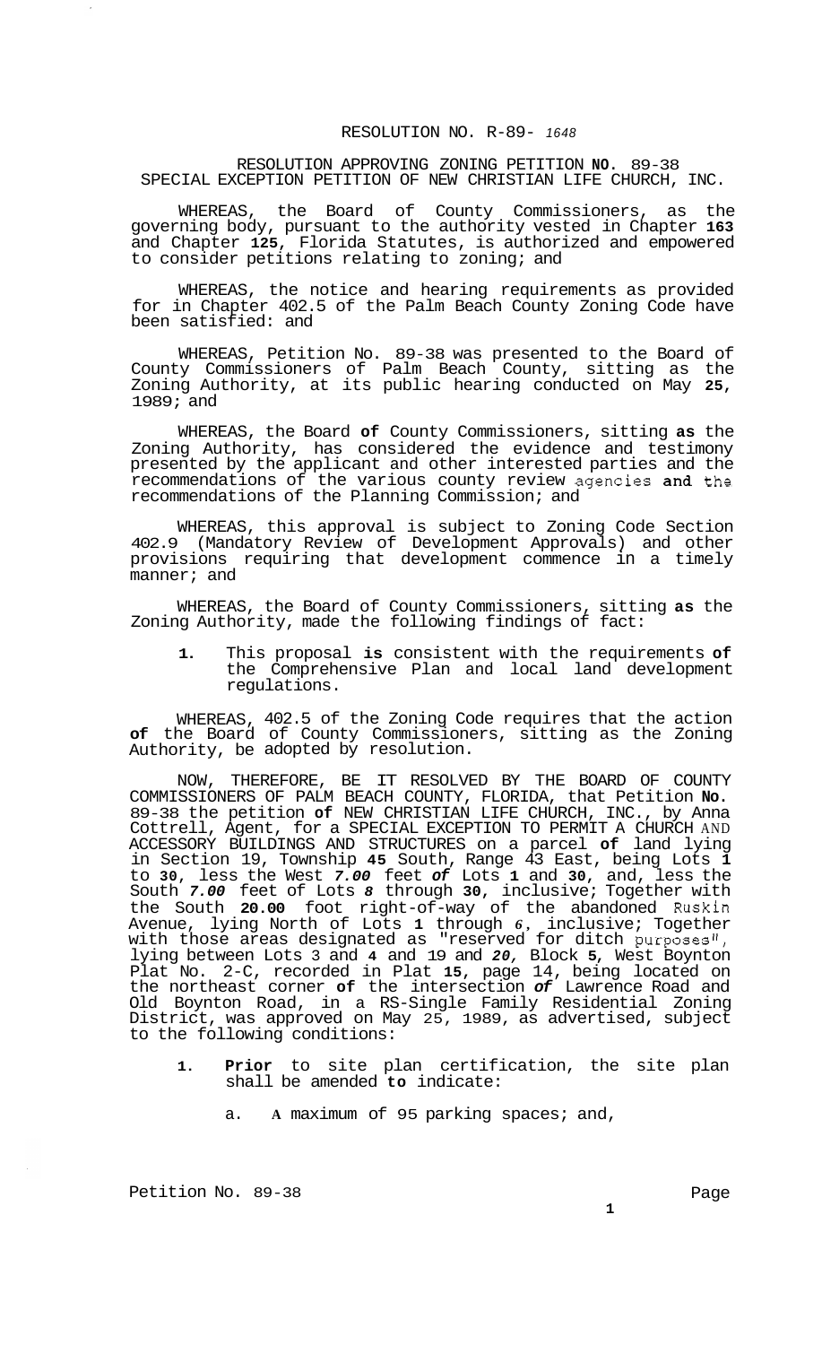RESOLUTION NO. R-89- 1648

RESOLUTION APPROVING ZONING PETITION NO. 89-38
SPECIAL EXCEPTION PETITION OF NEW CHRISTIAN LIFE CHURCH, INC.

WHEREAS, the Board of County Commissioners, as the governing body, pursuant to the authority vested in Chapter 163 and Chapter 125, Florida Statutes, is authorized and empowered to consider petitions relating to zoning; and

WHEREAS, the notice and hearing requirements as provided for in Chapter 402.5 of the Palm Beach County Zoning Code have been satisfied: and

WHEREAS, Petition No. 89-38 was presented to the Board of County Commissioners of Palm Beach County, sitting as the Zoning Authority, at its public hearing conducted on May 25, 1989; and

WHEREAS, the Board of County Commissioners, sitting as the Zoning Authority, has considered the evidence and testimony presented by the applicant and other interested parties and the recommendations of the various county review agencies and the recommendations of the Planning Commission; and

WHEREAS, this approval is subject to Zoning Code Section 402.9 (Mandatory Review of Development Approvals) and other provisions requiring that development commence in a timely manner; and

WHEREAS, the Board of County Commissioners, sitting as the Zoning Authority, made the following findings of fact:

1. This proposal is consistent with the requirements of the Comprehensive Plan and local land development regulations.

WHEREAS, 402.5 of the Zoning Code requires that the action of the Board of County Commissioners, sitting as the Zoning Authority, be adopted by resolution.

NOW, THEREFORE, BE IT RESOLVED BY THE BOARD OF COUNTY COMMISSIONERS OF PALM BEACH COUNTY, FLORIDA, that Petition No. 89-38 the petition of NEW CHRISTIAN LIFE CHURCH, INC., by Anna Cottrell, Agent, for a SPECIAL EXCEPTION TO PERMIT A CHURCH AND ACCESSORY BUILDINGS AND STRUCTURES on a parcel of land lying in Section 19, Township 45 South, Range 43 East, being Lots 1 to 30, less the West 7.00 feet of Lots 1 and 30, and, less the South 7.00 feet of Lots 8 through 30, inclusive; Together with the South 20.00 foot right-of-way of the abandoned Ruskin Avenue, lying North of Lots 1 through 6, inclusive; Together with those areas designated as "reserved for ditch purposes", lying between Lots 3 and 4 and 19 and 20, Block 5, West Boynton Plat No. 2-C, recorded in Plat 15, page 14, being located on the northeast corner of the intersection of Lawrence Road and Old Boynton Road, in a RS-Single Family Residential Zoning District, was approved on May 25, 1989, as advertised, subject to the following conditions:

1. Prior to site plan certification, the site plan shall be amended to indicate:

   a. A maximum of 95 parking spaces; and,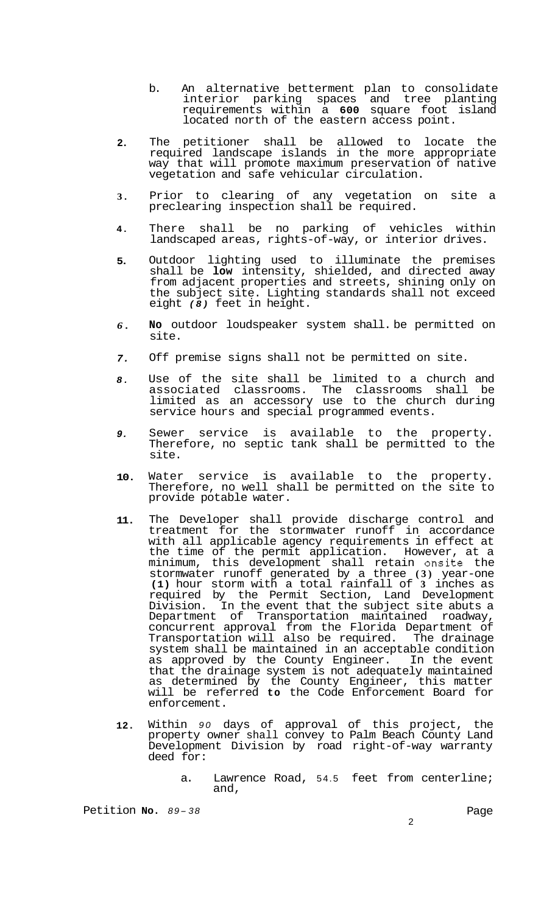b. An alternative betterment plan to consolidate interior parking spaces and tree planting requirements within a **600** square foot island located north of the eastern access point.

2. The petitioner shall be allowed to locate the required landscape islands in the more appropriate way that will promote maximum preservation of native vegetation and safe vehicular circulation.

3. Prior to clearing of any vegetation on site a preclearing inspection shall be required.

4. There shall be no parking of vehicles within landscaped areas, rights-of-way, or interior drives.

5. Outdoor lighting used to illuminate the premises shall be **low** intensity, shielded, and directed away from adjacent properties and streets, shining only on the subject site. Lighting standards shall not exceed eight *(8)* feet in height.

6. **No** outdoor loudspeaker system shall be permitted on site.

7. Off premise signs shall not be permitted on site.

8. Use of the site shall be limited to a church and associated classrooms. The classrooms shall be limited as an accessory use to the church during service hours and special programmed events.

9. Sewer service is available to the property. Therefore, no septic tank shall be permitted to the site.

10. Water service is available to the property. Therefore, no well shall be permitted on the site to provide potable water.

11. The Developer shall provide discharge control and treatment for the stormwater runoff in accordance with all applicable agency requirements in effect at the time of the permit application. However, at a minimum, this development shall retain onsite the stormwater runoff generated by a three **(3)** year-one **(1)** hour storm with a total rainfall of **3** inches as required by the Permit Section, Land Development Division. In the event that the subject site abuts a Department of Transportation maintained roadway, concurrent approval from the Florida Department of Transportation will also be required. The drainage system shall be maintained in an acceptable condition as approved by the County Engineer. In the event that the drainage system is not adequately maintained as determined by the County Engineer, this matter will be referred **to** the Code Enforcement Board for enforcement.

12. Within *90* days of approval of this project, the property owner shall convey to Palm Beach County Land Development Division by road right-of-way warranty deed for:

    a. Lawrence Road, 54.5 feet from centerline; and,

Petition **No.** *89-38*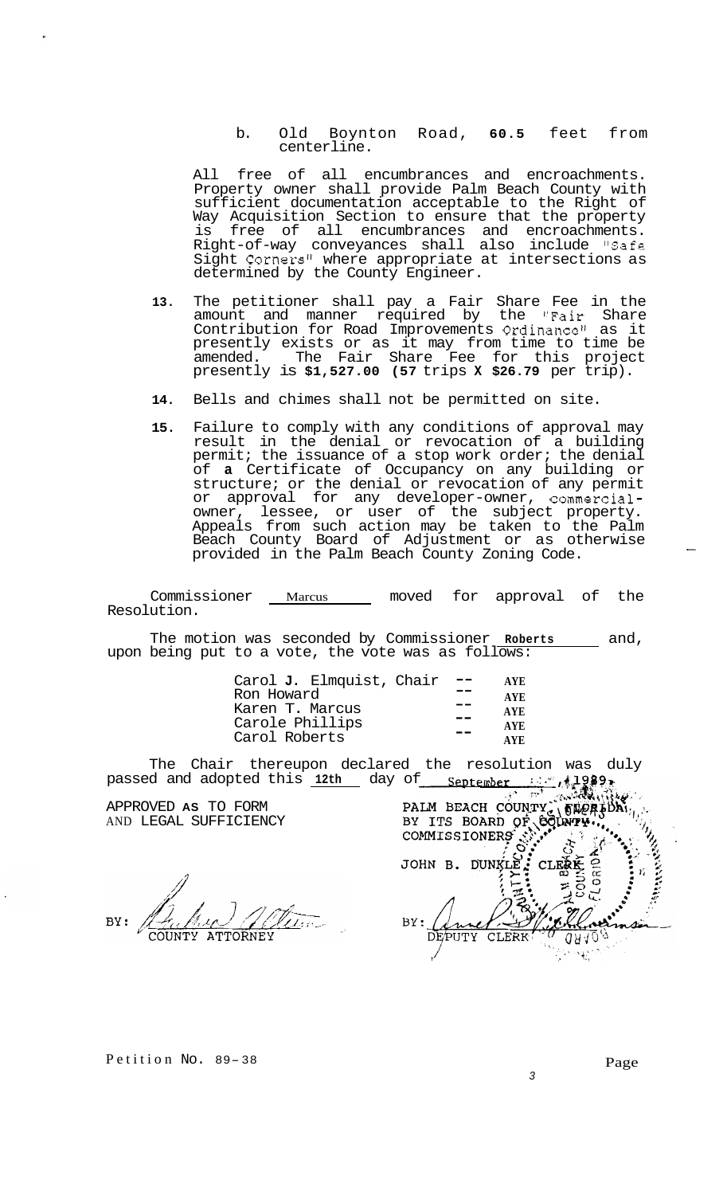b. Old Boynton Road, **60.5** feet from centerline.

All free of all encumbrances and encroachments. Property owner shall provide Palm Beach County with sufficient documentation acceptable to the Right of Way Acquisition Section to ensure that the property is free of all encumbrances and encroachments. Right-of-way conveyances shall also include "Safe Sight Corners" where appropriate at intersections as determined by the County Engineer.

13. The petitioner shall pay a Fair Share Fee in the amount and manner required by the "Fair Share Contribution for Road Improvements Ordinance" as it presently exists or as it may from time to time be amended. The Fair Share Fee for this project presently is **$1,527.00 (57** trips **X $26.79** per trip).

14. Bells and chimes shall not be permitted on site.

15. Failure to comply with any conditions of approval may result in the denial or revocation of a building permit; the issuance of a stop work order; the denial of **a** Certificate of Occupancy on any building or structure; or the denial or revocation of any permit or approval for any developer-owner, commercial-owner, lessee, or user of the subject property. Appeals from such action may be taken to the Palm Beach County Board of Adjustment or as otherwise provided in the Palm Beach County Zoning Code.

Commissioner Marcus moved for approval of the Resolution.

The motion was seconded by Commissioner **Roberts** and, upon being put to a vote, the vote was as follows:

| | | |
|---|---|---|
| Carol **J**. Elmquist, Chair | -- | **AYE** |
| Ron Howard | -- | **AYE** |
| Karen T. Marcus | -- | **AYE** |
| Carole Phillips | -- | **AYE** |
| Carol Roberts | -- | **AYE** |

The Chair thereupon declared the resolution was duly passed and adopted this **12th** day of September, 1989.

APPROVED **AS** TO FORM
AND LEGAL SUFFICIENCY

BY: COUNTY ATTORNEY

PALM BEACH COUNTY, FLORIDA
BY ITS BOARD OF COUNTY
COMMISSIONERS

JOHN B. DUNKLE, CLERK

BY: DEPUTY CLERK

Petition No. 89-38